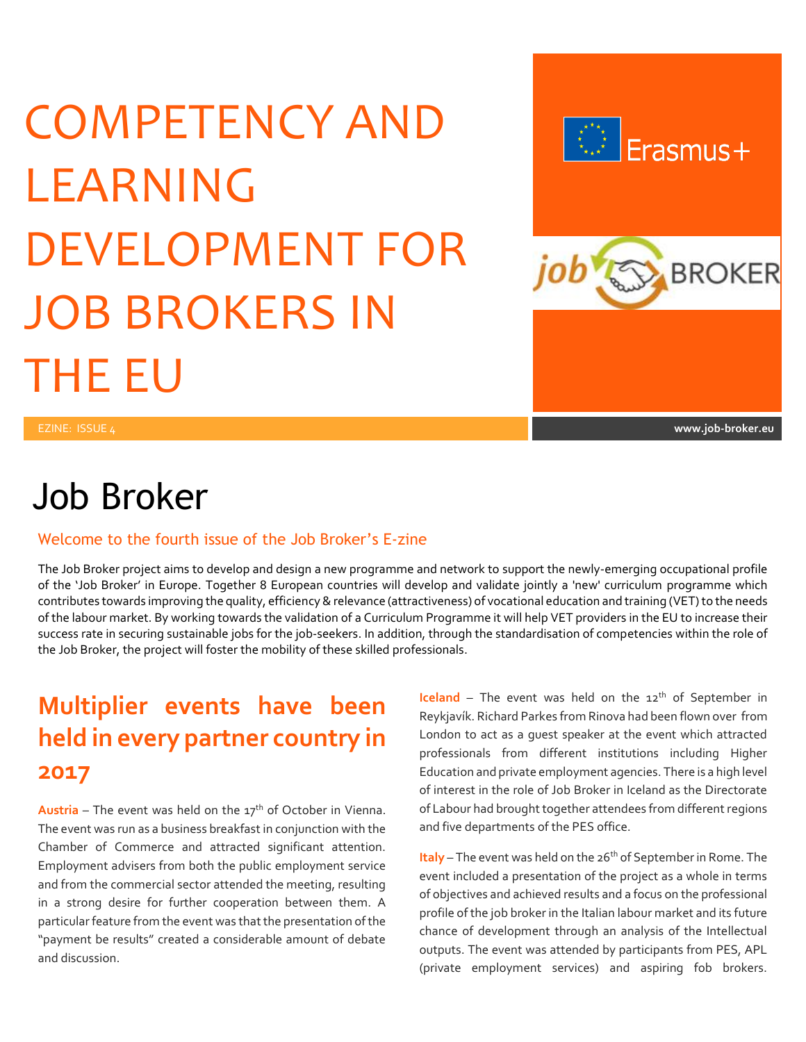# COMPETENCY AND LEARNING DEVELOPMENT FOR JOB BROKERS IN THE EU

EZINE: ISSUE 4

www.job-broker.eu

# Job Broker

### Welcome to the fourth issue of the Job Broker's E-zine

The Job Broker project aims to develop and design a new programme and network to support the newly-emerging occupational profile of the 'Job Broker' in Europe. Together 8 European countries will develop and validate jointly a 'new' curriculum programme which contributes towards improving the quality, efficiency & relevance (attractiveness) of vocational education and training (VET) to the needs of the labour market. By working towards the validation of a Curriculum Programme it will help VET providers in the EU to increase their success rate in securing sustainable jobs for the job-seekers. In addition, through the standardisation of competencies within the role of the Job Broker, the project will foster the mobility of these skilled professionals.

## Multiplier events have been held in every partner country in 2017

**Austria** – The event was held on the 17th of October in Vienna. The event was run as a business breakfast in conjunction with the Chamber of Commerce and attracted significant attention. Employment advisers from both the public employment service and from the commercial sector attended the meeting, resulting in a strong desire for further cooperation between them. A particular feature from the event was that the presentation of the "payment be results" created a considerable amount of debate and discussion.

**Iceland** – The event was held on the 12th of September in Reykjavík. Richard Parkes from Rinova had been flown over from London to act as a guest speaker at the event which attracted professionals from different institutions including Higher Education and private employment agencies. There is a high level of interest in the role of Job Broker in Iceland as the Directorate of Labour had brought together attendees from different regions and five departments of the PES office.

**Italy** – The event was held on the 26th of September in Rome. The event included a presentation of the project as a whole in terms of objectives and achieved results and a focus on the professional profile of the job broker in the Italian labour market and its future chance of development through an analysis of the Intellectual outputs. The event was attended by participants from PES, APL (private employment services) and aspiring fob brokers.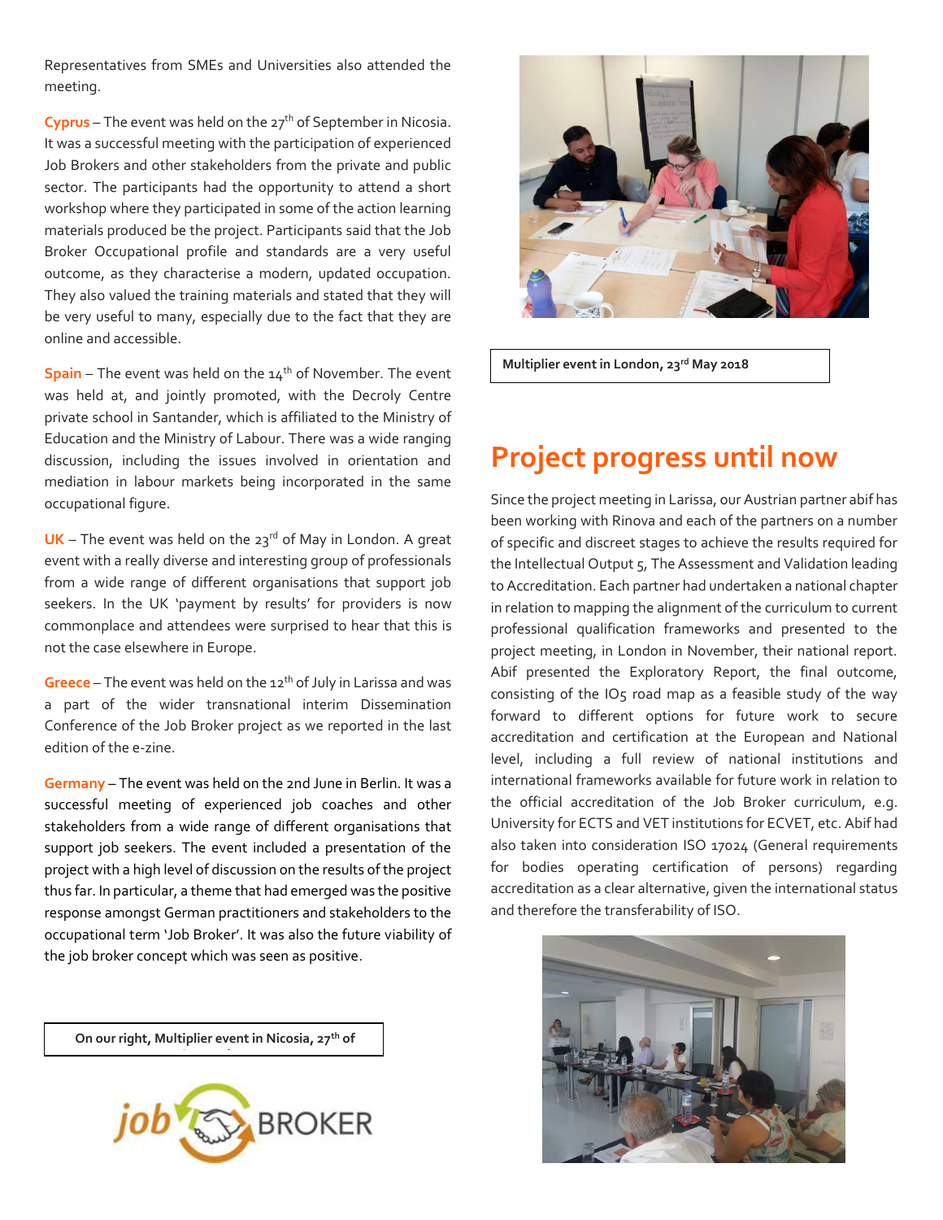Representatives from SMEs and Universities also attended the meeting.

**Cyprus** – The event was held on the 27th of September in Nicosia. It was a successful meeting with the participation of experienced Job Brokers and other stakeholders from the private and public sector. The participants had the opportunity to attend a short workshop where they participated in some of the action learning materials produced be the project. Participants said that the Job Broker Occupational profile and standards are a very useful outcome, as they characterise a modern, updated occupation. They also valued the training materials and stated that they will be very useful to many, especially due to the fact that they are online and accessible.

**Spain** – The event was held on the 14th of November. The event was held at, and jointly promoted, with the Decroly Centre private school in Santander, which is affiliated to the Ministry of Education and the Ministry of Labour. There was a wide ranging discussion, including the issues involved in orientation and mediation in labour markets being incorporated in the same occupational figure.

**UK** – The event was held on the 23rd of May in London. A great event with a really diverse and interesting group of professionals from a wide range of different organisations that support job seekers. In the UK 'payment by results' for providers is now commonplace and attendees were surprised to hear that this is not the case elsewhere in Europe.

**Greece** – The event was held on the 12th of July in Larissa and was a part of the wider transnational interim Dissemination Conference of the Job Broker project as we reported in the last edition of the e-zine.

**Germany** – The event was held on the 2nd June in Berlin. It was a successful meeting of experienced job coaches and other stakeholders from a wide range of different organisations that support job seekers. The event included a presentation of the project with a high level of discussion on the results of the project thus far. In particular, a theme that had emerged was the positive response amongst German practitioners and stakeholders to the occupational term 'Job Broker'. It was also the future viability of the job broker concept which was seen as positive.

**On our right, Multiplier event in Nicosia, 27th of**

**Multiplier event in London, 23rd May 2018**

# Project progress until now

Since the project meeting in Larissa, our Austrian partner abif has been working with Rinova and each of the partners on a number of specific and discreet stages to achieve the results required for the Intellectual Output 5, The Assessment and Validation leading to Accreditation. Each partner had undertaken a national chapter in relation to mapping the alignment of the curriculum to current professional qualification frameworks and presented to the project meeting, in London in November, their national report. Abif presented the Exploratory Report, the final outcome, consisting of the IO5 road map as a feasible study of the way forward to different options for future work to secure accreditation and certification at the European and National level, including a full review of national institutions and international frameworks available for future work in relation to the official accreditation of the Job Broker curriculum, e.g. University for ECTS and VET institutions for ECVET, etc. Abif had also taken into consideration ISO 17024 (General requirements for bodies operating certification of persons) regarding accreditation as a clear alternative, given the international status and therefore the transferability of ISO.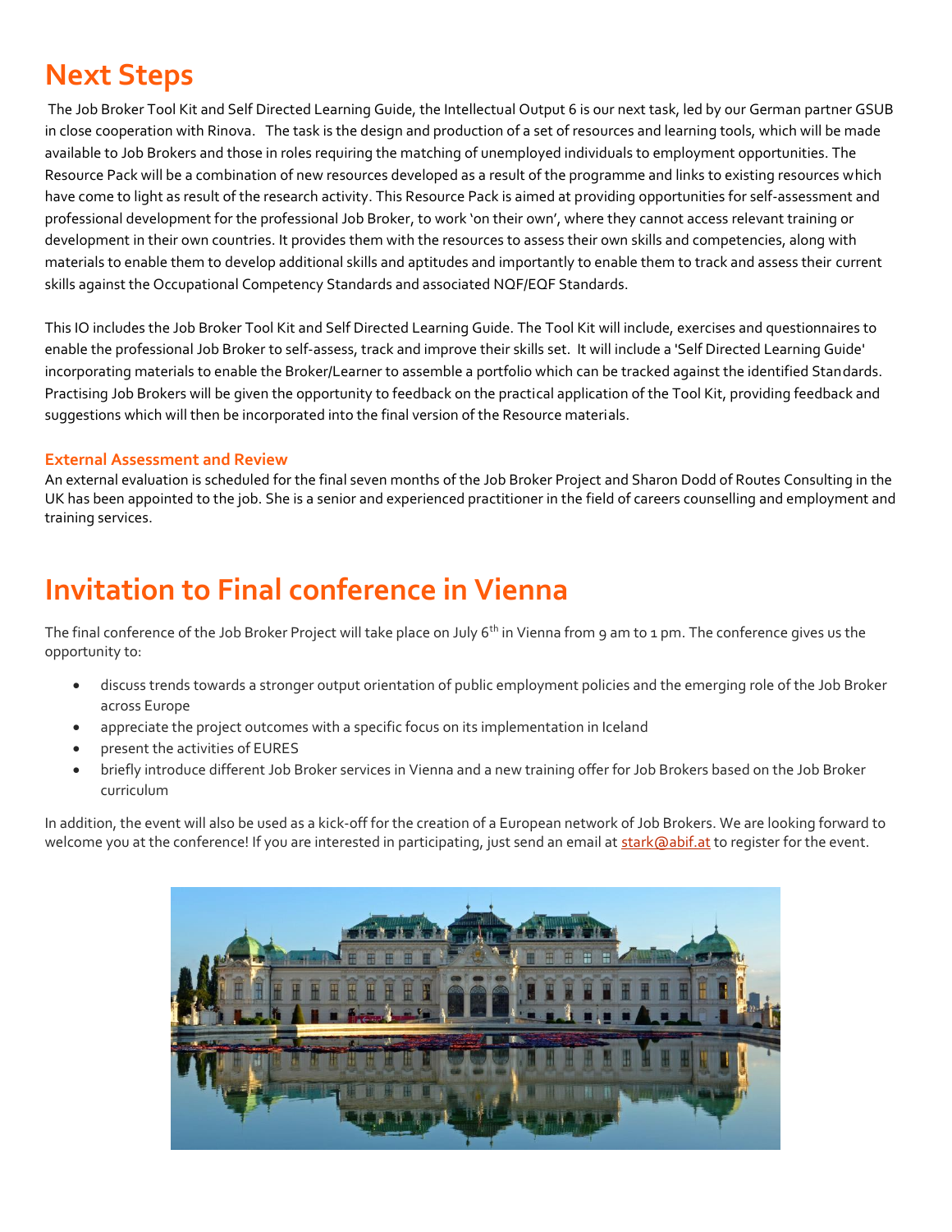# Next Steps

The Job Broker Tool Kit and Self Directed Learning Guide, the Intellectual Output 6 is our next task, led by our German partner GSUB in close cooperation with Rinova. The task is the design and production of a set of resources and learning tools, which will be made available to Job Brokers and those in roles requiring the matching of unemployed individuals to employment opportunities. The Resource Pack will be a combination of new resources developed as a result of the programme and links to existing resources which have come to light as result of the research activity. This Resource Pack is aimed at providing opportunities for self-assessment and professional development for the professional Job Broker, to work 'on their own', where they cannot access relevant training or development in their own countries. It provides them with the resources to assess their own skills and competencies, along with materials to enable them to develop additional skills and aptitudes and importantly to enable them to track and assess their current skills against the Occupational Competency Standards and associated NQF/EQF Standards.

This IO includes the Job Broker Tool Kit and Self Directed Learning Guide. The Tool Kit will include, exercises and questionnaires to enable the professional Job Broker to self-assess, track and improve their skills set. It will include a 'Self Directed Learning Guide' incorporating materials to enable the Broker/Learner to assemble a portfolio which can be tracked against the identified Standards. Practising Job Brokers will be given the opportunity to feedback on the practical application of the Tool Kit, providing feedback and suggestions which will then be incorporated into the final version of the Resource materials.

### External Assessment and Review

An external evaluation is scheduled for the final seven months of the Job Broker Project and Sharon Dodd of Routes Consulting in the UK has been appointed to the job. She is a senior and experienced practitioner in the field of careers counselling and employment and training services.

# Invitation to Final conference in Vienna

The final conference of the Job Broker Project will take place on July 6th in Vienna from 9 am to 1 pm. The conference gives us the opportunity to:

- discuss trends towards a stronger output orientation of public employment policies and the emerging role of the Job Broker across Europe
- appreciate the project outcomes with a specific focus on its implementation in Iceland
- present the activities of EURES
- briefly introduce different Job Broker services in Vienna and a new training offer for Job Brokers based on the Job Broker curriculum

In addition, the event will also be used as a kick-off for the creation of a European network of Job Brokers. We are looking forward to welcome you at the conference! If you are interested in participating, just send an email at stark@abif.at to register for the event.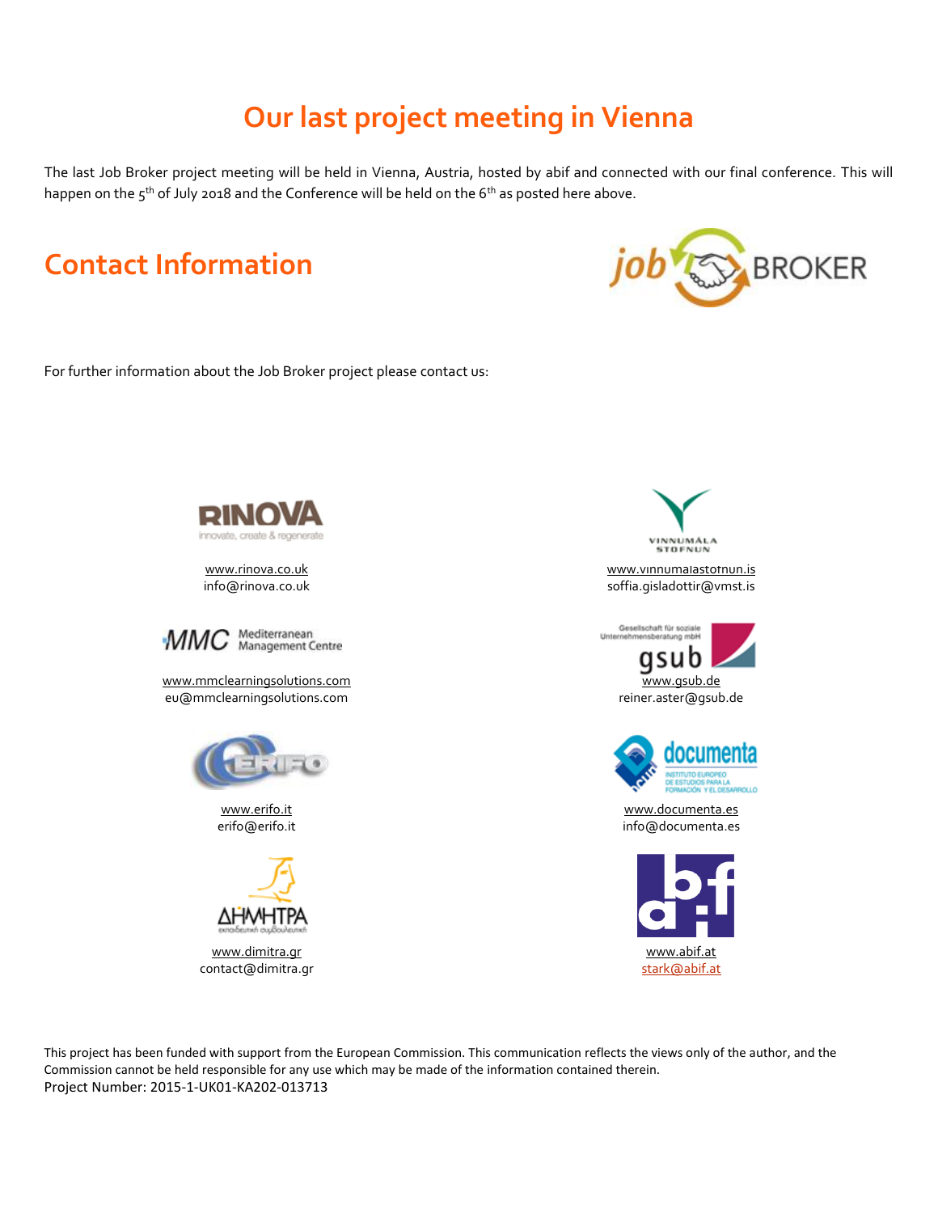# Our last project meeting in Vienna

The last Job Broker project meeting will be held in Vienna, Austria, hosted by abif and connected with our final conference. This will happen on the 5th of July 2018 and the Conference will be held on the 6th as posted here above.

# Contact Information

For further information about the Job Broker project please contact us:

www.rinova.co.uk
info@rinova.co.uk

www.vinnumalastofnun.is
soffia.gisladottir@vmst.is

www.mmclearningsolutions.com
eu@mmclearningsolutions.com

www.gsub.de
reiner.aster@gsub.de

www.erifo.it
erifo@erifo.it

www.documenta.es
info@documenta.es

www.dimitra.gr
contact@dimitra.gr

www.abif.at
stark@abif.at

This project has been funded with support from the European Commission. This communication reflects the views only of the author, and the Commission cannot be held responsible for any use which may be made of the information contained therein.
Project Number: 2015-1-UK01-KA202-013713